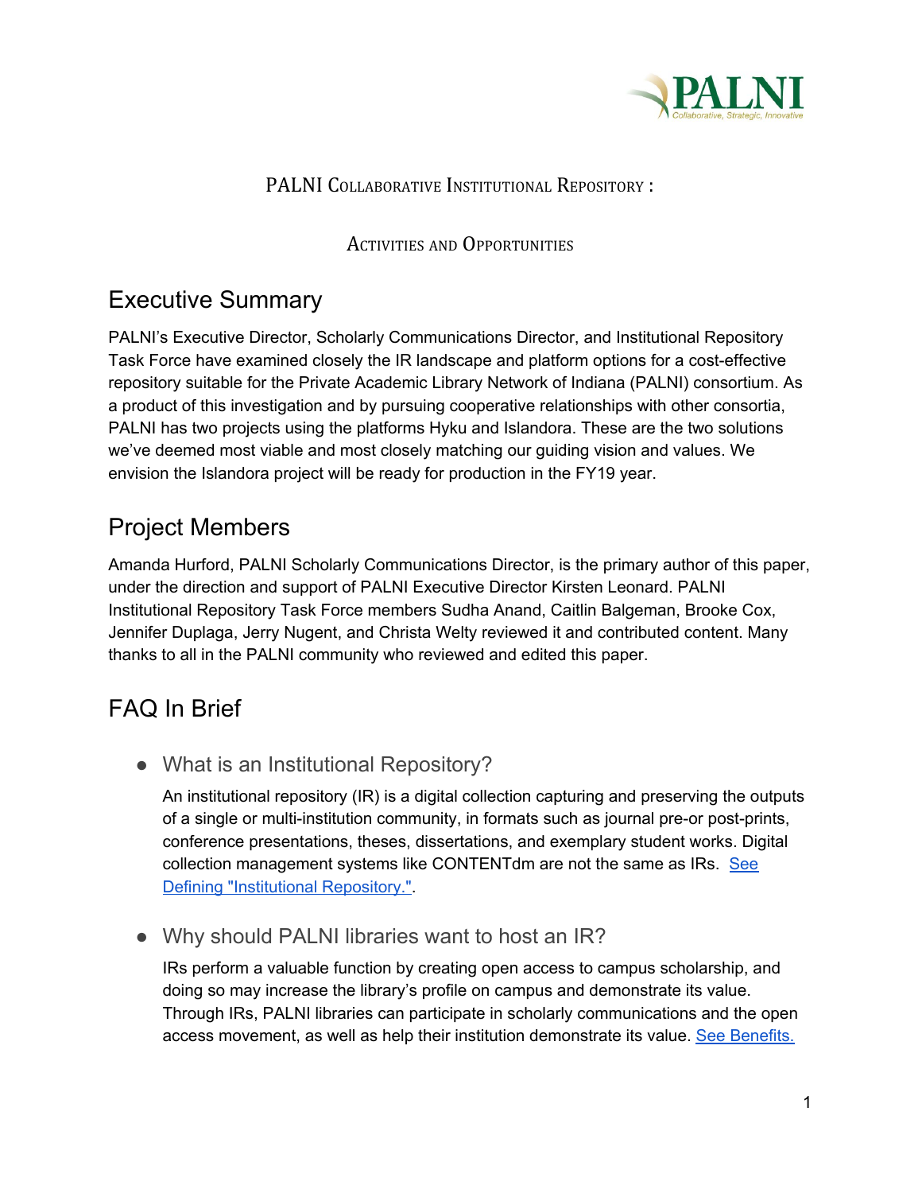PALNI Collaborative Institutional Repository :

Activities and Opportunities

## Executive Summary

PALNI's Executive Director, Scholarly Communications Director, and Institutional Repository Task Force have examined closely the IR landscape and platform options for a cost-effective repository suitable for the Private Academic Library Network of Indiana (PALNI) consortium. As a product of this investigation and by pursuing cooperative relationships with other consortia, PALNI has two projects using the platforms Hyku and Islandora. These are the two solutions we've deemed most viable and most closely matching our guiding vision and values. We envision the Islandora project will be ready for production in the FY19 year.

## Project Members

Amanda Hurford, PALNI Scholarly Communications Director, is the primary author of this paper, under the direction and support of PALNI Executive Director Kirsten Leonard. PALNI Institutional Repository Task Force members Sudha Anand, Caitlin Balgeman, Brooke Cox, Jennifer Duplaga, Jerry Nugent, and Christa Welty reviewed it and contributed content. Many thanks to all in the PALNI community who reviewed and edited this paper.

## FAQ In Brief

- ### What is an Institutional Repository?

  An institutional repository (IR) is a digital collection capturing and preserving the outputs of a single or multi-institution community, in formats such as journal pre-or post-prints, conference presentations, theses, dissertations, and exemplary student works. Digital collection management systems like CONTENTdm are not the same as IRs. [See Defining "Institutional Repository."](#).

- ### Why should PALNI libraries want to host an IR?

  IRs perform a valuable function by creating open access to campus scholarship, and doing so may increase the library's profile on campus and demonstrate its value. Through IRs, PALNI libraries can participate in scholarly communications and the open access movement, as well as help their institution demonstrate its value. [See Benefits.](#)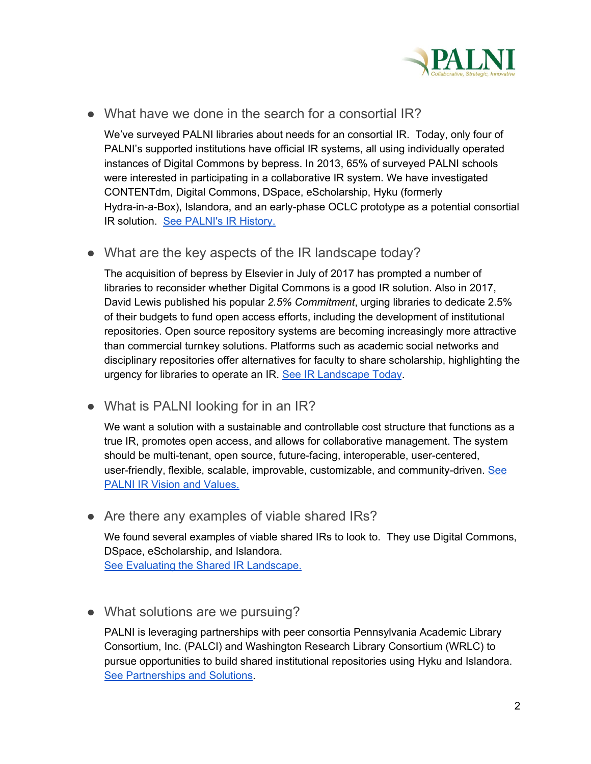- What have we done in the search for a consortial IR?

  We've surveyed PALNI libraries about needs for an consortial IR. Today, only four of PALNI's supported institutions have official IR systems, all using individually operated instances of Digital Commons by bepress. In 2013, 65% of surveyed PALNI schools were interested in participating in a collaborative IR system. We have investigated CONTENTdm, Digital Commons, DSpace, eScholarship, Hyku (formerly Hydra-in-a-Box), Islandora, and an early-phase OCLC prototype as a potential consortial IR solution. See PALNI's IR History.

- What are the key aspects of the IR landscape today?

  The acquisition of bepress by Elsevier in July of 2017 has prompted a number of libraries to reconsider whether Digital Commons is a good IR solution. Also in 2017, David Lewis published his popular *2.5% Commitment*, urging libraries to dedicate 2.5% of their budgets to fund open access efforts, including the development of institutional repositories. Open source repository systems are becoming increasingly more attractive than commercial turnkey solutions. Platforms such as academic social networks and disciplinary repositories offer alternatives for faculty to share scholarship, highlighting the urgency for libraries to operate an IR. See IR Landscape Today.

- What is PALNI looking for in an IR?

  We want a solution with a sustainable and controllable cost structure that functions as a true IR, promotes open access, and allows for collaborative management. The system should be multi-tenant, open source, future-facing, interoperable, user-centered, user-friendly, flexible, scalable, improvable, customizable, and community-driven. See PALNI IR Vision and Values.

- Are there any examples of viable shared IRs?

  We found several examples of viable shared IRs to look to. They use Digital Commons, DSpace, eScholarship, and Islandora.
  See Evaluating the Shared IR Landscape.

- What solutions are we pursuing?

  PALNI is leveraging partnerships with peer consortia Pennsylvania Academic Library Consortium, Inc. (PALCI) and Washington Research Library Consortium (WRLC) to pursue opportunities to build shared institutional repositories using Hyku and Islandora. See Partnerships and Solutions.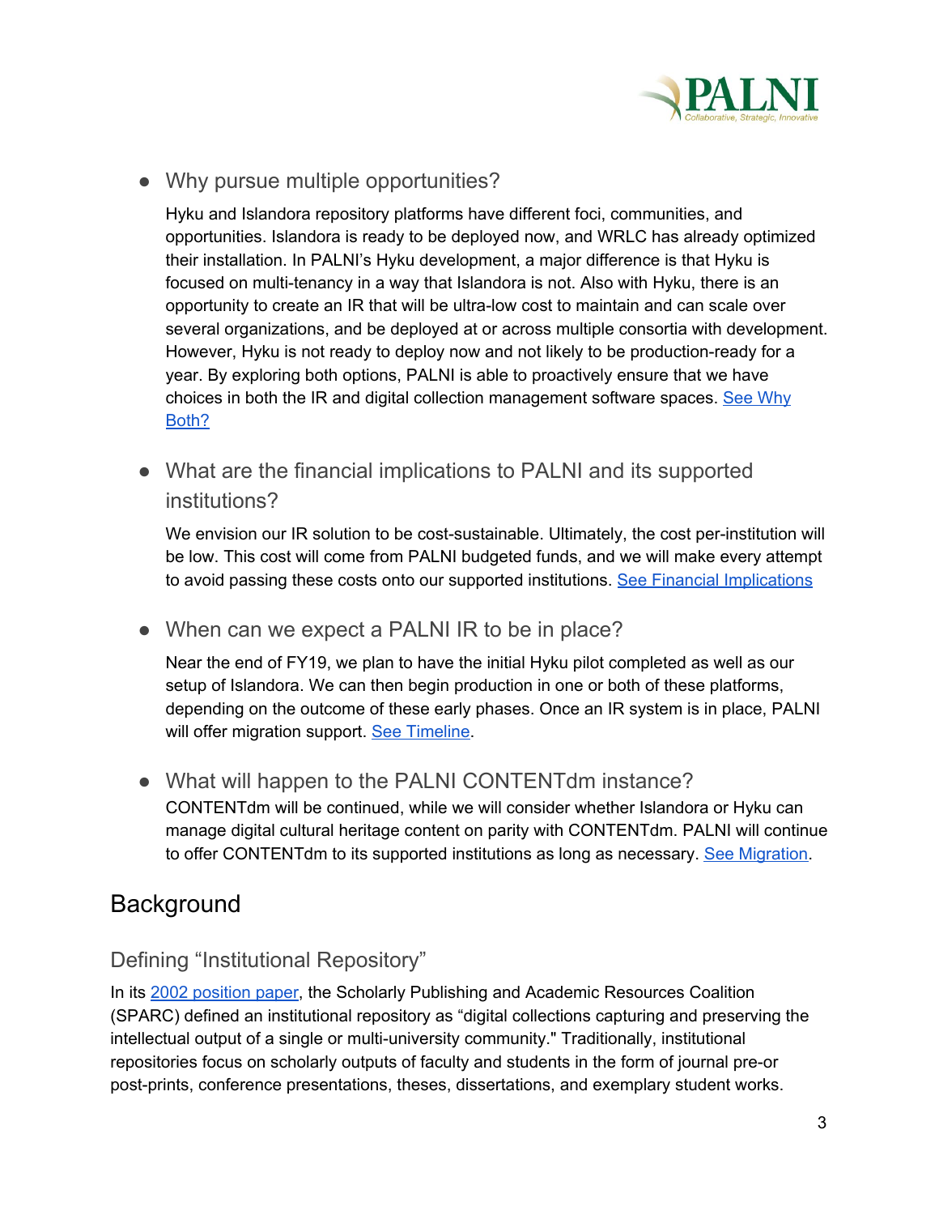- Why pursue multiple opportunities?

  Hyku and Islandora repository platforms have different foci, communities, and opportunities. Islandora is ready to be deployed now, and WRLC has already optimized their installation. In PALNI's Hyku development, a major difference is that Hyku is focused on multi-tenancy in a way that Islandora is not. Also with Hyku, there is an opportunity to create an IR that will be ultra-low cost to maintain and can scale over several organizations, and be deployed at or across multiple consortia with development. However, Hyku is not ready to deploy now and not likely to be production-ready for a year. By exploring both options, PALNI is able to proactively ensure that we have choices in both the IR and digital collection management software spaces. See Why Both?

- What are the financial implications to PALNI and its supported institutions?

  We envision our IR solution to be cost-sustainable. Ultimately, the cost per-institution will be low. This cost will come from PALNI budgeted funds, and we will make every attempt to avoid passing these costs onto our supported institutions. See Financial Implications

- When can we expect a PALNI IR to be in place?

  Near the end of FY19, we plan to have the initial Hyku pilot completed as well as our setup of Islandora. We can then begin production in one or both of these platforms, depending on the outcome of these early phases. Once an IR system is in place, PALNI will offer migration support. See Timeline.

- What will happen to the PALNI CONTENTdm instance?

  CONTENTdm will be continued, while we will consider whether Islandora or Hyku can manage digital cultural heritage content on parity with CONTENTdm. PALNI will continue to offer CONTENTdm to its supported institutions as long as necessary. See Migration.

## Background

### Defining "Institutional Repository"

In its 2002 position paper, the Scholarly Publishing and Academic Resources Coalition (SPARC) defined an institutional repository as "digital collections capturing and preserving the intellectual output of a single or multi-university community." Traditionally, institutional repositories focus on scholarly outputs of faculty and students in the form of journal pre-or post-prints, conference presentations, theses, dissertations, and exemplary student works.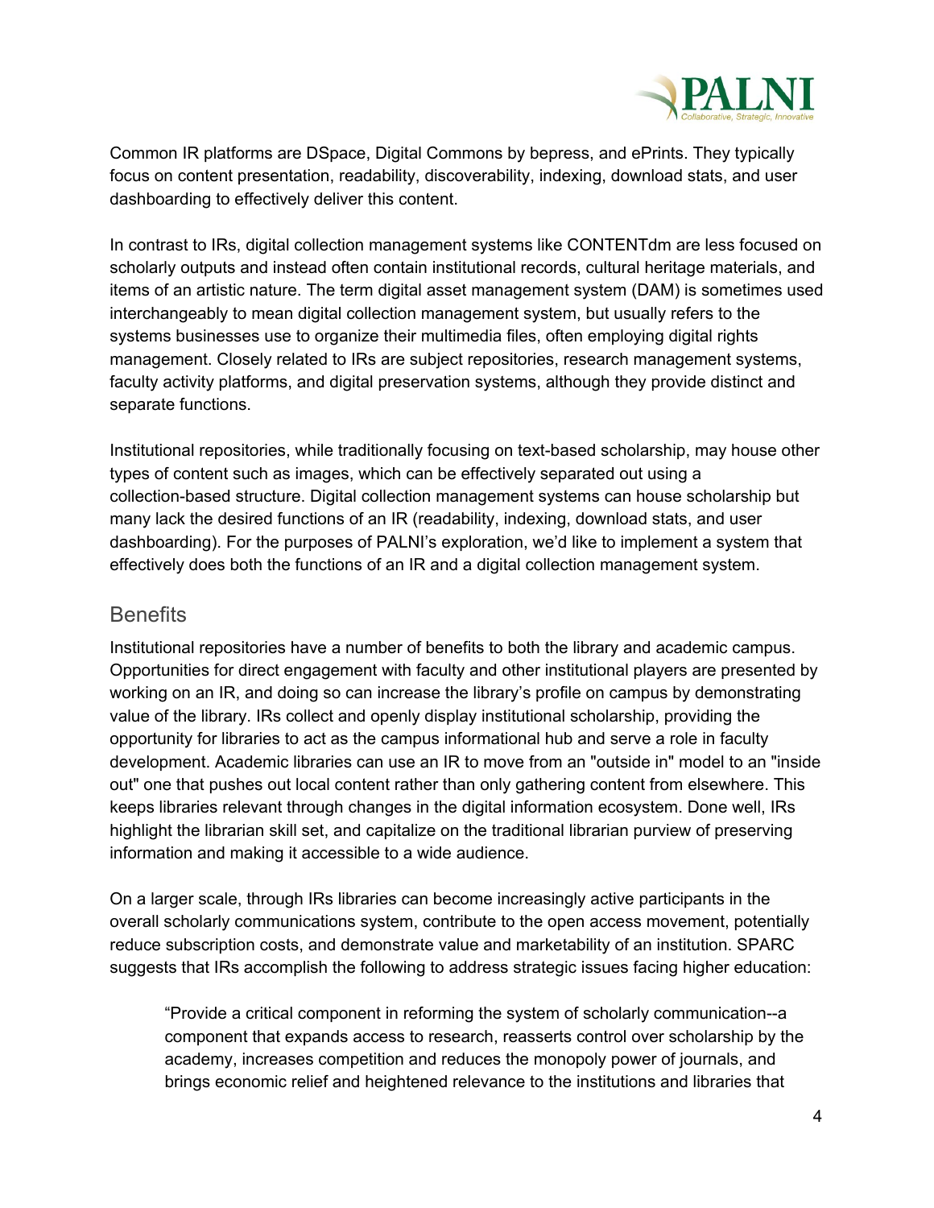Common IR platforms are DSpace, Digital Commons by bepress, and ePrints. They typically focus on content presentation, readability, discoverability, indexing, download stats, and user dashboarding to effectively deliver this content.

In contrast to IRs, digital collection management systems like CONTENTdm are less focused on scholarly outputs and instead often contain institutional records, cultural heritage materials, and items of an artistic nature. The term digital asset management system (DAM) is sometimes used interchangeably to mean digital collection management system, but usually refers to the systems businesses use to organize their multimedia files, often employing digital rights management. Closely related to IRs are subject repositories, research management systems, faculty activity platforms, and digital preservation systems, although they provide distinct and separate functions.

Institutional repositories, while traditionally focusing on text-based scholarship, may house other types of content such as images, which can be effectively separated out using a collection-based structure. Digital collection management systems can house scholarship but many lack the desired functions of an IR (readability, indexing, download stats, and user dashboarding). For the purposes of PALNI's exploration, we'd like to implement a system that effectively does both the functions of an IR and a digital collection management system.

## Benefits

Institutional repositories have a number of benefits to both the library and academic campus. Opportunities for direct engagement with faculty and other institutional players are presented by working on an IR, and doing so can increase the library's profile on campus by demonstrating value of the library. IRs collect and openly display institutional scholarship, providing the opportunity for libraries to act as the campus informational hub and serve a role in faculty development. Academic libraries can use an IR to move from an "outside in" model to an "inside out" one that pushes out local content rather than only gathering content from elsewhere. This keeps libraries relevant through changes in the digital information ecosystem. Done well, IRs highlight the librarian skill set, and capitalize on the traditional librarian purview of preserving information and making it accessible to a wide audience.

On a larger scale, through IRs libraries can become increasingly active participants in the overall scholarly communications system, contribute to the open access movement, potentially reduce subscription costs, and demonstrate value and marketability of an institution. SPARC suggests that IRs accomplish the following to address strategic issues facing higher education:

> "Provide a critical component in reforming the system of scholarly communication--a component that expands access to research, reasserts control over scholarship by the academy, increases competition and reduces the monopoly power of journals, and brings economic relief and heightened relevance to the institutions and libraries that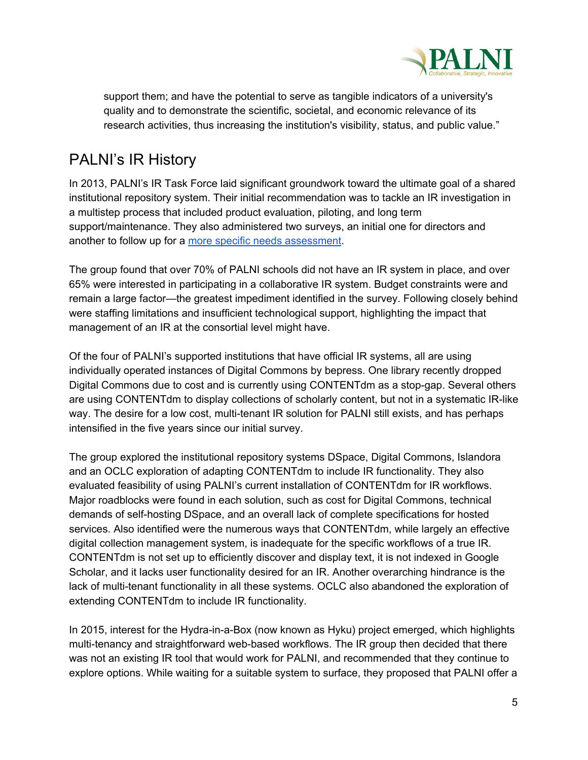support them; and have the potential to serve as tangible indicators of a university's quality and to demonstrate the scientific, societal, and economic relevance of its research activities, thus increasing the institution's visibility, status, and public value."

## PALNI's IR History

In 2013, PALNI's IR Task Force laid significant groundwork toward the ultimate goal of a shared institutional repository system. Their initial recommendation was to tackle an IR investigation in a multistep process that included product evaluation, piloting, and long term support/maintenance. They also administered two surveys, an initial one for directors and another to follow up for a more specific needs assessment.

The group found that over 70% of PALNI schools did not have an IR system in place, and over 65% were interested in participating in a collaborative IR system. Budget constraints were and remain a large factor—the greatest impediment identified in the survey. Following closely behind were staffing limitations and insufficient technological support, highlighting the impact that management of an IR at the consortial level might have.

Of the four of PALNI's supported institutions that have official IR systems, all are using individually operated instances of Digital Commons by bepress. One library recently dropped Digital Commons due to cost and is currently using CONTENTdm as a stop-gap. Several others are using CONTENTdm to display collections of scholarly content, but not in a systematic IR-like way. The desire for a low cost, multi-tenant IR solution for PALNI still exists, and has perhaps intensified in the five years since our initial survey.

The group explored the institutional repository systems DSpace, Digital Commons, Islandora and an OCLC exploration of adapting CONTENTdm to include IR functionality. They also evaluated feasibility of using PALNI's current installation of CONTENTdm for IR workflows. Major roadblocks were found in each solution, such as cost for Digital Commons, technical demands of self-hosting DSpace, and an overall lack of complete specifications for hosted services. Also identified were the numerous ways that CONTENTdm, while largely an effective digital collection management system, is inadequate for the specific workflows of a true IR. CONTENTdm is not set up to efficiently discover and display text, it is not indexed in Google Scholar, and it lacks user functionality desired for an IR. Another overarching hindrance is the lack of multi-tenant functionality in all these systems. OCLC also abandoned the exploration of extending CONTENTdm to include IR functionality.

In 2015, interest for the Hydra-in-a-Box (now known as Hyku) project emerged, which highlights multi-tenancy and straightforward web-based workflows. The IR group then decided that there was not an existing IR tool that would work for PALNI, and recommended that they continue to explore options. While waiting for a suitable system to surface, they proposed that PALNI offer a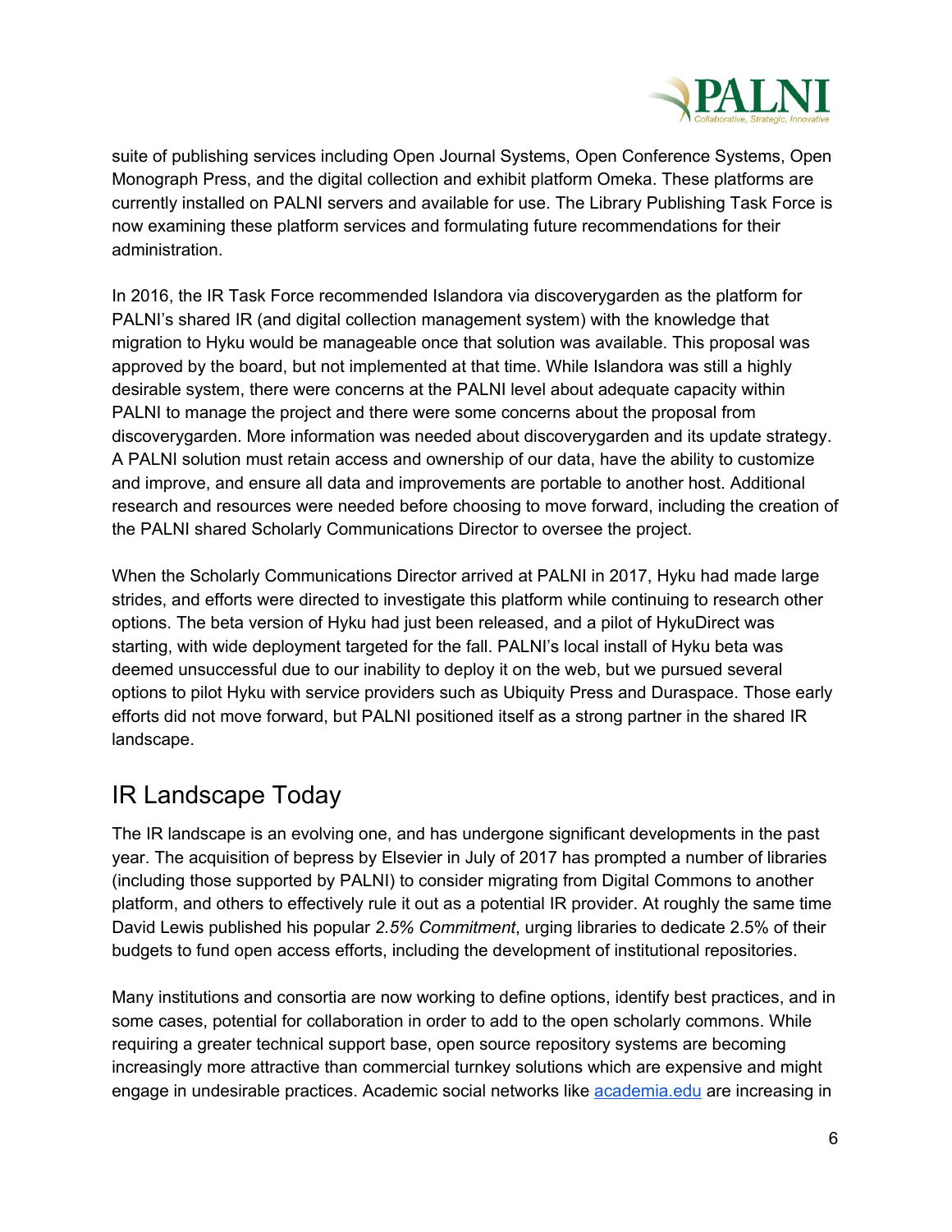suite of publishing services including Open Journal Systems, Open Conference Systems, Open Monograph Press, and the digital collection and exhibit platform Omeka. These platforms are currently installed on PALNI servers and available for use. The Library Publishing Task Force is now examining these platform services and formulating future recommendations for their administration.

In 2016, the IR Task Force recommended Islandora via discoverygarden as the platform for PALNI's shared IR (and digital collection management system) with the knowledge that migration to Hyku would be manageable once that solution was available. This proposal was approved by the board, but not implemented at that time. While Islandora was still a highly desirable system, there were concerns at the PALNI level about adequate capacity within PALNI to manage the project and there were some concerns about the proposal from discoverygarden. More information was needed about discoverygarden and its update strategy. A PALNI solution must retain access and ownership of our data, have the ability to customize and improve, and ensure all data and improvements are portable to another host. Additional research and resources were needed before choosing to move forward, including the creation of the PALNI shared Scholarly Communications Director to oversee the project.

When the Scholarly Communications Director arrived at PALNI in 2017, Hyku had made large strides, and efforts were directed to investigate this platform while continuing to research other options. The beta version of Hyku had just been released, and a pilot of HykuDirect was starting, with wide deployment targeted for the fall. PALNI's local install of Hyku beta was deemed unsuccessful due to our inability to deploy it on the web, but we pursued several options to pilot Hyku with service providers such as Ubiquity Press and Duraspace. Those early efforts did not move forward, but PALNI positioned itself as a strong partner in the shared IR landscape.

## IR Landscape Today

The IR landscape is an evolving one, and has undergone significant developments in the past year. The acquisition of bepress by Elsevier in July of 2017 has prompted a number of libraries (including those supported by PALNI) to consider migrating from Digital Commons to another platform, and others to effectively rule it out as a potential IR provider. At roughly the same time David Lewis published his popular *2.5% Commitment*, urging libraries to dedicate 2.5% of their budgets to fund open access efforts, including the development of institutional repositories.

Many institutions and consortia are now working to define options, identify best practices, and in some cases, potential for collaboration in order to add to the open scholarly commons. While requiring a greater technical support base, open source repository systems are becoming increasingly more attractive than commercial turnkey solutions which are expensive and might engage in undesirable practices. Academic social networks like [academia.edu](academia.edu) are increasing in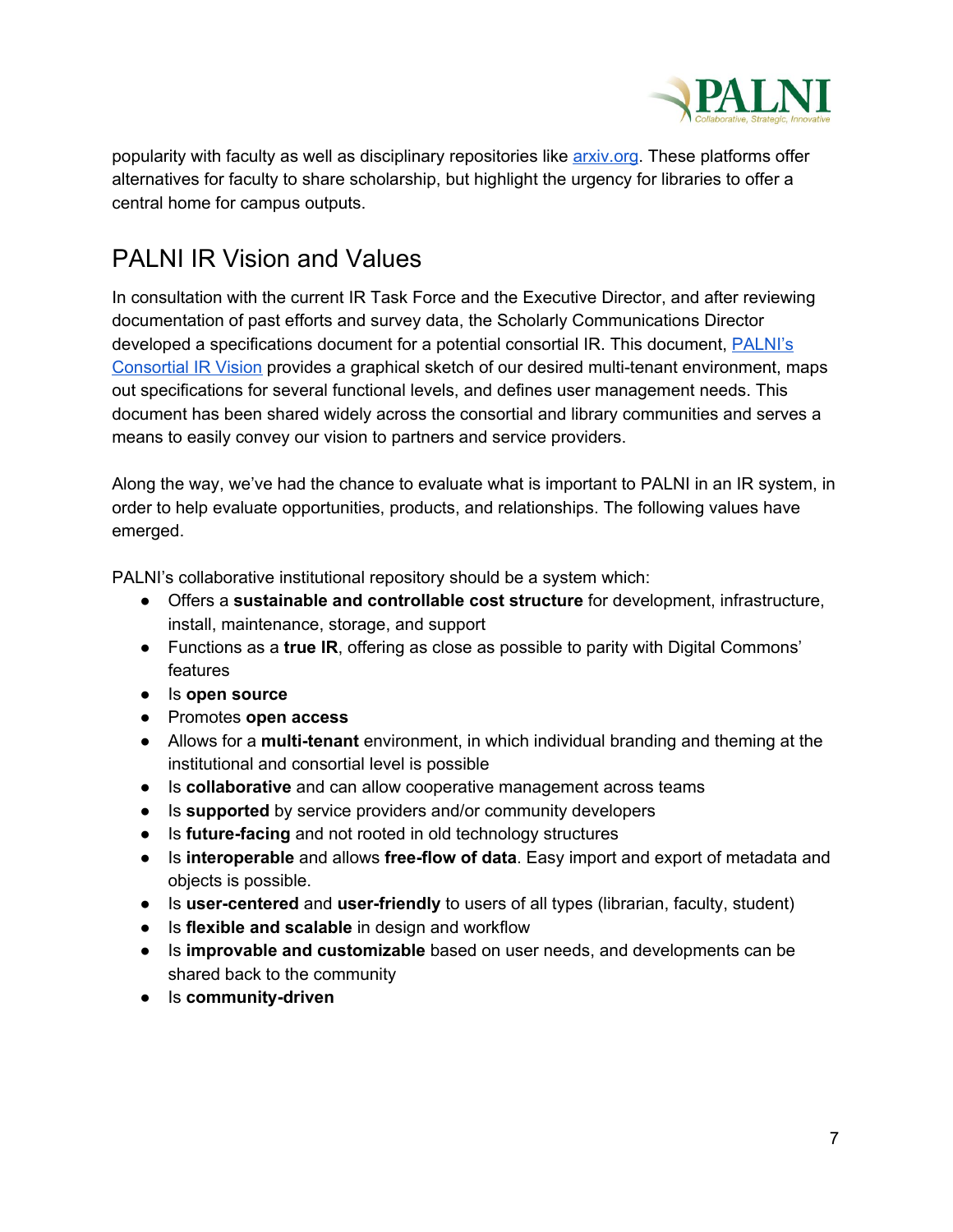popularity with faculty as well as disciplinary repositories like [arxiv.org](arxiv.org). These platforms offer alternatives for faculty to share scholarship, but highlight the urgency for libraries to offer a central home for campus outputs.

## PALNI IR Vision and Values

In consultation with the current IR Task Force and the Executive Director, and after reviewing documentation of past efforts and survey data, the Scholarly Communications Director developed a specifications document for a potential consortial IR. This document, PALNI's Consortial IR Vision provides a graphical sketch of our desired multi-tenant environment, maps out specifications for several functional levels, and defines user management needs. This document has been shared widely across the consortial and library communities and serves a means to easily convey our vision to partners and service providers.

Along the way, we've had the chance to evaluate what is important to PALNI in an IR system, in order to help evaluate opportunities, products, and relationships. The following values have emerged.

PALNI's collaborative institutional repository should be a system which:

- Offers a **sustainable and controllable cost structure** for development, infrastructure, install, maintenance, storage, and support
- Functions as a **true IR**, offering as close as possible to parity with Digital Commons' features
- Is **open source**
- Promotes **open access**
- Allows for a **multi-tenant** environment, in which individual branding and theming at the institutional and consortial level is possible
- Is **collaborative** and can allow cooperative management across teams
- Is **supported** by service providers and/or community developers
- Is **future-facing** and not rooted in old technology structures
- Is **interoperable** and allows **free-flow of data**. Easy import and export of metadata and objects is possible.
- Is **user-centered** and **user-friendly** to users of all types (librarian, faculty, student)
- Is **flexible and scalable** in design and workflow
- Is **improvable and customizable** based on user needs, and developments can be shared back to the community
- Is **community-driven**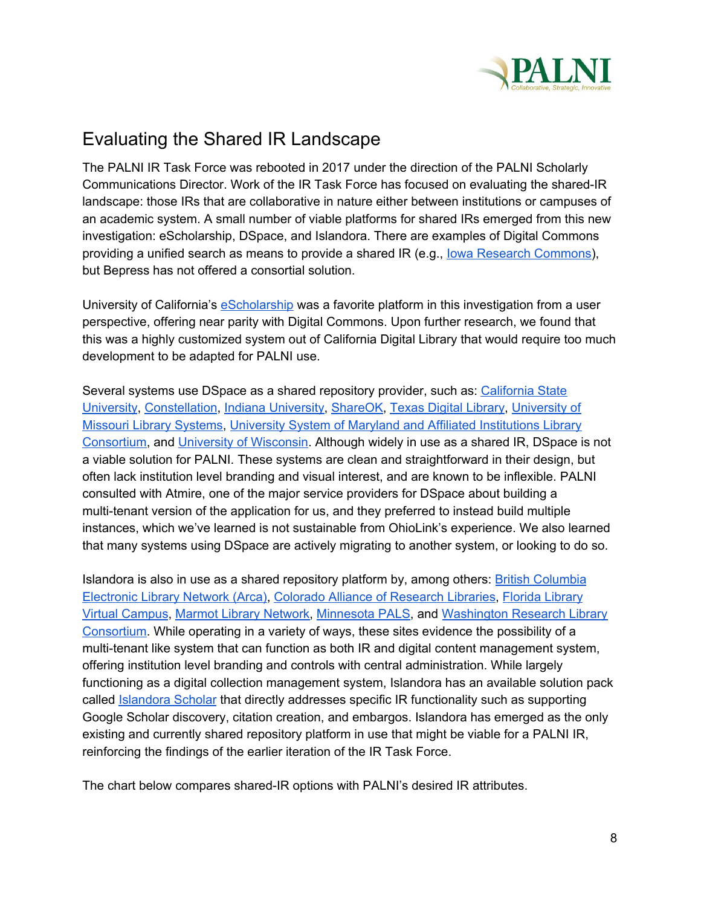## Evaluating the Shared IR Landscape

The PALNI IR Task Force was rebooted in 2017 under the direction of the PALNI Scholarly Communications Director. Work of the IR Task Force has focused on evaluating the shared-IR landscape: those IRs that are collaborative in nature either between institutions or campuses of an academic system. A small number of viable platforms for shared IRs emerged from this new investigation: eScholarship, DSpace, and Islandora. There are examples of Digital Commons providing a unified search as means to provide a shared IR (e.g., Iowa Research Commons), but Bepress has not offered a consortial solution.

University of California's eScholarship was a favorite platform in this investigation from a user perspective, offering near parity with Digital Commons. Upon further research, we found that this was a highly customized system out of California Digital Library that would require too much development to be adapted for PALNI use.

Several systems use DSpace as a shared repository provider, such as: California State University, Constellation, Indiana University, ShareOK, Texas Digital Library, University of Missouri Library Systems, University System of Maryland and Affiliated Institutions Library Consortium, and University of Wisconsin. Although widely in use as a shared IR, DSpace is not a viable solution for PALNI. These systems are clean and straightforward in their design, but often lack institution level branding and visual interest, and are known to be inflexible. PALNI consulted with Atmire, one of the major service providers for DSpace about building a multi-tenant version of the application for us, and they preferred to instead build multiple instances, which we've learned is not sustainable from OhioLink's experience. We also learned that many systems using DSpace are actively migrating to another system, or looking to do so.

Islandora is also in use as a shared repository platform by, among others: British Columbia Electronic Library Network (Arca), Colorado Alliance of Research Libraries, Florida Library Virtual Campus, Marmot Library Network, Minnesota PALS, and Washington Research Library Consortium. While operating in a variety of ways, these sites evidence the possibility of a multi-tenant like system that can function as both IR and digital content management system, offering institution level branding and controls with central administration. While largely functioning as a digital collection management system, Islandora has an available solution pack called Islandora Scholar that directly addresses specific IR functionality such as supporting Google Scholar discovery, citation creation, and embargos. Islandora has emerged as the only existing and currently shared repository platform in use that might be viable for a PALNI IR, reinforcing the findings of the earlier iteration of the IR Task Force.

The chart below compares shared-IR options with PALNI's desired IR attributes.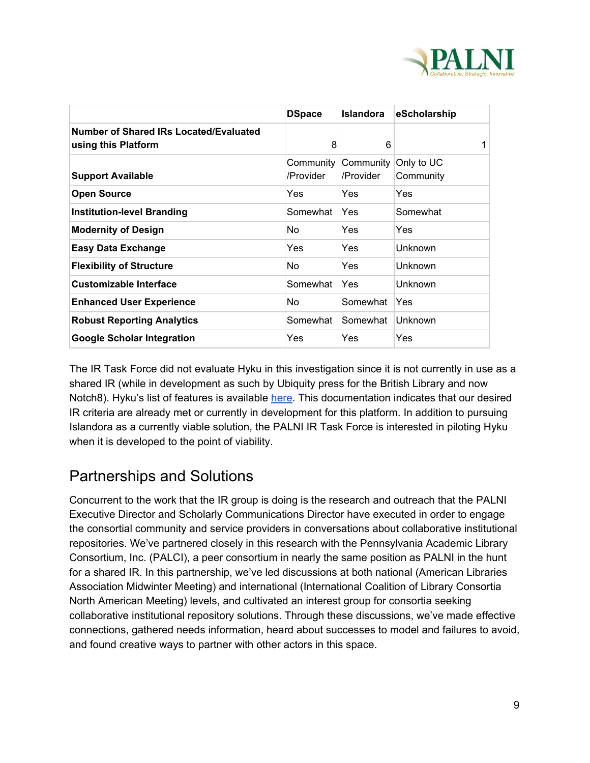| | DSpace | Islandora | eScholarship |
|---|---|---|---|
| **Number of Shared IRs Located/Evaluated using this Platform** | 8 | 6 | 1 |
| **Support Available** | Community /Provider | Community /Provider | Only to UC Community |
| **Open Source** | Yes | Yes | Yes |
| **Institution-level Branding** | Somewhat | Yes | Somewhat |
| **Modernity of Design** | No | Yes | Yes |
| **Easy Data Exchange** | Yes | Yes | Unknown |
| **Flexibility of Structure** | No | Yes | Unknown |
| **Customizable Interface** | Somewhat | Yes | Unknown |
| **Enhanced User Experience** | No | Somewhat | Yes |
| **Robust Reporting Analytics** | Somewhat | Somewhat | Unknown |
| **Google Scholar Integration** | Yes | Yes | Yes |

The IR Task Force did not evaluate Hyku in this investigation since it is not currently in use as a shared IR (while in development as such by Ubiquity press for the British Library and now Notch8). Hyku's list of features is available [here](). This documentation indicates that our desired IR criteria are already met or currently in development for this platform. In addition to pursuing Islandora as a currently viable solution, the PALNI IR Task Force is interested in piloting Hyku when it is developed to the point of viability.

## Partnerships and Solutions

Concurrent to the work that the IR group is doing is the research and outreach that the PALNI Executive Director and Scholarly Communications Director have executed in order to engage the consortial community and service providers in conversations about collaborative institutional repositories. We've partnered closely in this research with the Pennsylvania Academic Library Consortium, Inc. (PALCI), a peer consortium in nearly the same position as PALNI in the hunt for a shared IR. In this partnership, we've led discussions at both national (American Libraries Association Midwinter Meeting) and international (International Coalition of Library Consortia North American Meeting) levels, and cultivated an interest group for consortia seeking collaborative institutional repository solutions. Through these discussions, we've made effective connections, gathered needs information, heard about successes to model and failures to avoid, and found creative ways to partner with other actors in this space.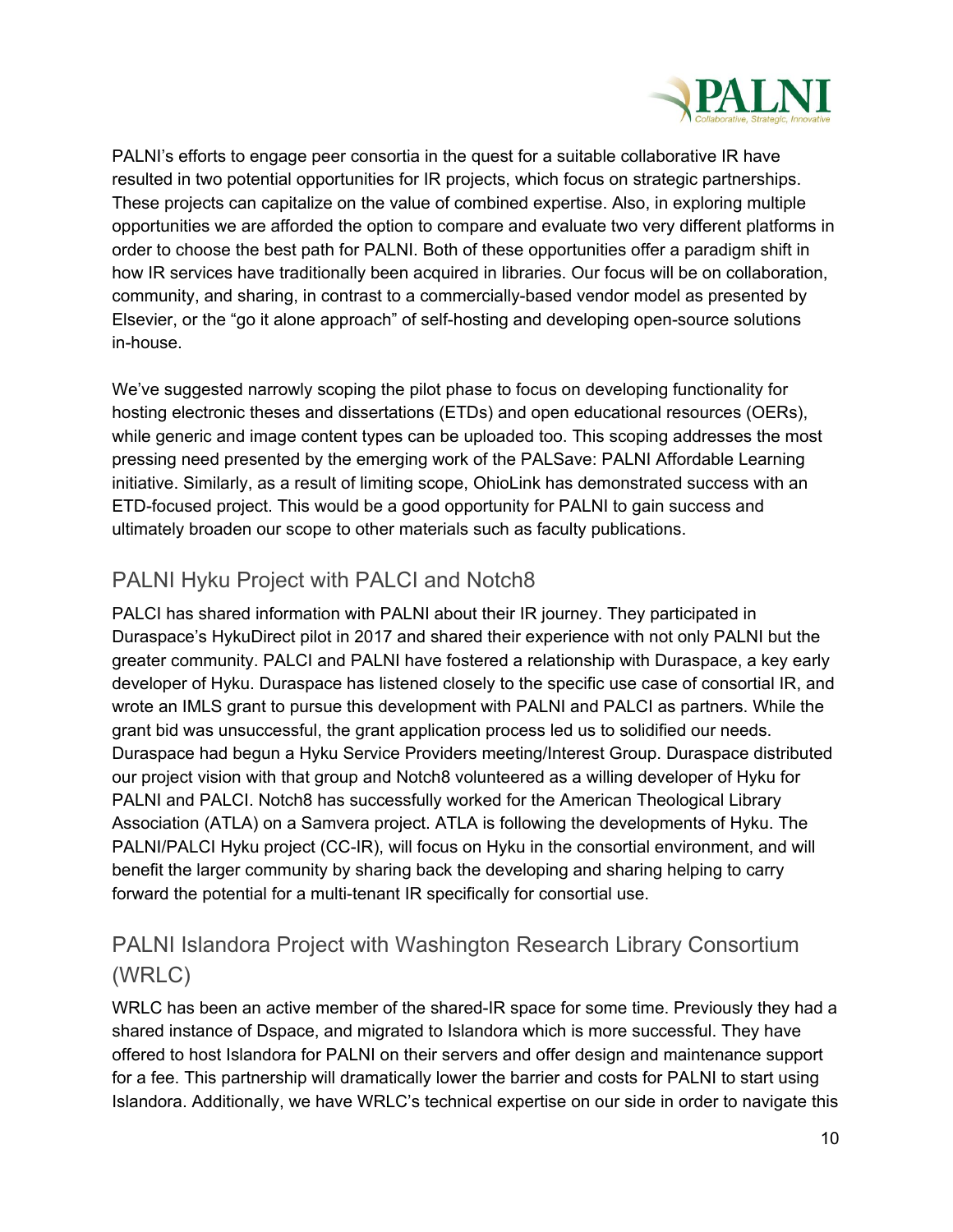PALNI's efforts to engage peer consortia in the quest for a suitable collaborative IR have resulted in two potential opportunities for IR projects, which focus on strategic partnerships. These projects can capitalize on the value of combined expertise. Also, in exploring multiple opportunities we are afforded the option to compare and evaluate two very different platforms in order to choose the best path for PALNI. Both of these opportunities offer a paradigm shift in how IR services have traditionally been acquired in libraries. Our focus will be on collaboration, community, and sharing, in contrast to a commercially-based vendor model as presented by Elsevier, or the "go it alone approach" of self-hosting and developing open-source solutions in-house.

We've suggested narrowly scoping the pilot phase to focus on developing functionality for hosting electronic theses and dissertations (ETDs) and open educational resources (OERs), while generic and image content types can be uploaded too. This scoping addresses the most pressing need presented by the emerging work of the PALSave: PALNI Affordable Learning initiative. Similarly, as a result of limiting scope, OhioLink has demonstrated success with an ETD-focused project. This would be a good opportunity for PALNI to gain success and ultimately broaden our scope to other materials such as faculty publications.

## PALNI Hyku Project with PALCI and Notch8

PALCI has shared information with PALNI about their IR journey. They participated in Duraspace's HykuDirect pilot in 2017 and shared their experience with not only PALNI but the greater community. PALCI and PALNI have fostered a relationship with Duraspace, a key early developer of Hyku. Duraspace has listened closely to the specific use case of consortial IR, and wrote an IMLS grant to pursue this development with PALNI and PALCI as partners. While the grant bid was unsuccessful, the grant application process led us to solidified our needs. Duraspace had begun a Hyku Service Providers meeting/Interest Group. Duraspace distributed our project vision with that group and Notch8 volunteered as a willing developer of Hyku for PALNI and PALCI. Notch8 has successfully worked for the American Theological Library Association (ATLA) on a Samvera project. ATLA is following the developments of Hyku. The PALNI/PALCI Hyku project (CC-IR), will focus on Hyku in the consortial environment, and will benefit the larger community by sharing back the developing and sharing helping to carry forward the potential for a multi-tenant IR specifically for consortial use.

## PALNI Islandora Project with Washington Research Library Consortium (WRLC)

WRLC has been an active member of the shared-IR space for some time. Previously they had a shared instance of Dspace, and migrated to Islandora which is more successful. They have offered to host Islandora for PALNI on their servers and offer design and maintenance support for a fee. This partnership will dramatically lower the barrier and costs for PALNI to start using Islandora. Additionally, we have WRLC's technical expertise on our side in order to navigate this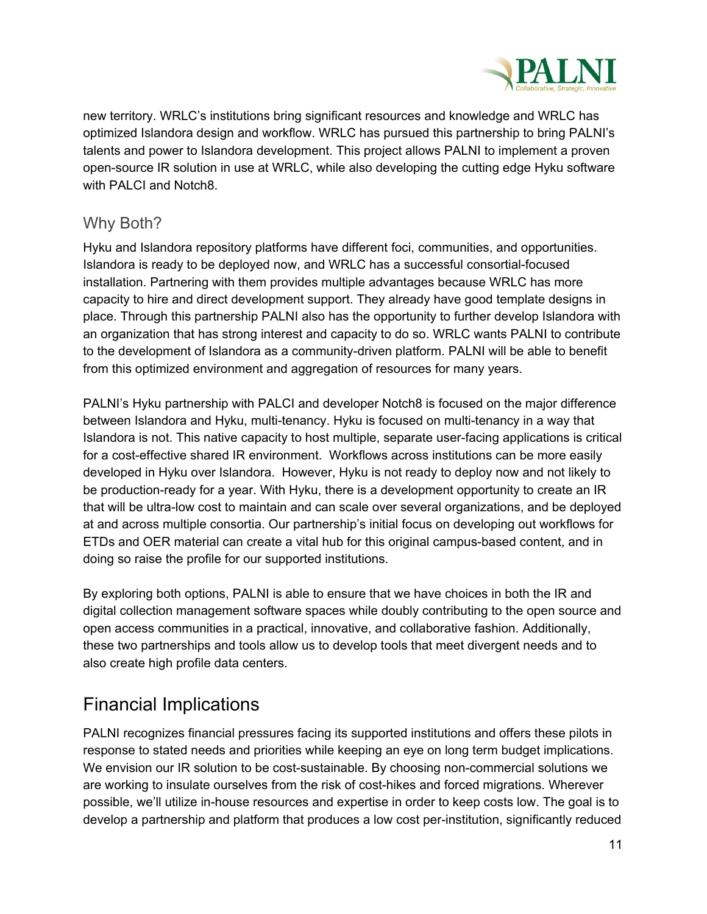new territory. WRLC's institutions bring significant resources and knowledge and WRLC has optimized Islandora design and workflow. WRLC has pursued this partnership to bring PALNI's talents and power to Islandora development. This project allows PALNI to implement a proven open-source IR solution in use at WRLC, while also developing the cutting edge Hyku software with PALCI and Notch8.

### Why Both?

Hyku and Islandora repository platforms have different foci, communities, and opportunities. Islandora is ready to be deployed now, and WRLC has a successful consortial-focused installation. Partnering with them provides multiple advantages because WRLC has more capacity to hire and direct development support. They already have good template designs in place. Through this partnership PALNI also has the opportunity to further develop Islandora with an organization that has strong interest and capacity to do so. WRLC wants PALNI to contribute to the development of Islandora as a community-driven platform. PALNI will be able to benefit from this optimized environment and aggregation of resources for many years.

PALNI's Hyku partnership with PALCI and developer Notch8 is focused on the major difference between Islandora and Hyku, multi-tenancy. Hyku is focused on multi-tenancy in a way that Islandora is not. This native capacity to host multiple, separate user-facing applications is critical for a cost-effective shared IR environment. Workflows across institutions can be more easily developed in Hyku over Islandora. However, Hyku is not ready to deploy now and not likely to be production-ready for a year. With Hyku, there is a development opportunity to create an IR that will be ultra-low cost to maintain and can scale over several organizations, and be deployed at and across multiple consortia. Our partnership's initial focus on developing out workflows for ETDs and OER material can create a vital hub for this original campus-based content, and in doing so raise the profile for our supported institutions.

By exploring both options, PALNI is able to ensure that we have choices in both the IR and digital collection management software spaces while doubly contributing to the open source and open access communities in a practical, innovative, and collaborative fashion. Additionally, these two partnerships and tools allow us to develop tools that meet divergent needs and to also create high profile data centers.

## Financial Implications

PALNI recognizes financial pressures facing its supported institutions and offers these pilots in response to stated needs and priorities while keeping an eye on long term budget implications. We envision our IR solution to be cost-sustainable. By choosing non-commercial solutions we are working to insulate ourselves from the risk of cost-hikes and forced migrations. Wherever possible, we'll utilize in-house resources and expertise in order to keep costs low. The goal is to develop a partnership and platform that produces a low cost per-institution, significantly reduced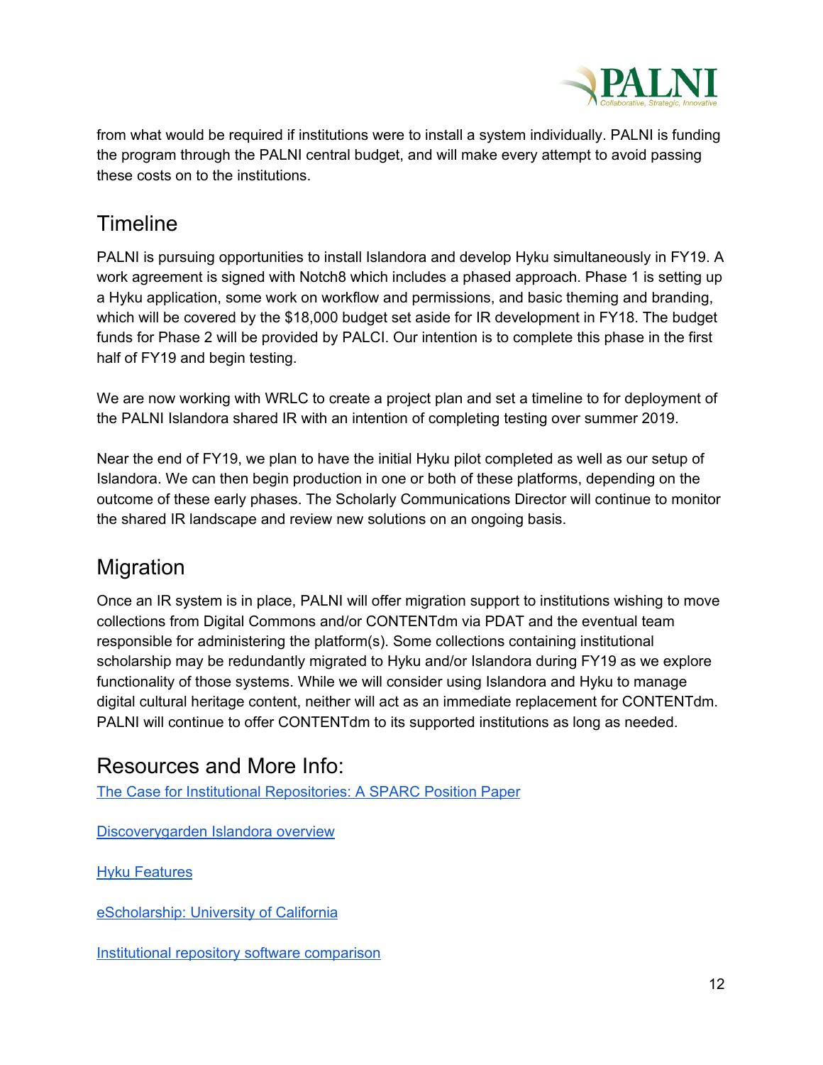from what would be required if institutions were to install a system individually. PALNI is funding the program through the PALNI central budget, and will make every attempt to avoid passing these costs on to the institutions.

## Timeline

PALNI is pursuing opportunities to install Islandora and develop Hyku simultaneously in FY19. A work agreement is signed with Notch8 which includes a phased approach. Phase 1 is setting up a Hyku application, some work on workflow and permissions, and basic theming and branding, which will be covered by the $18,000 budget set aside for IR development in FY18. The budget funds for Phase 2 will be provided by PALCI. Our intention is to complete this phase in the first half of FY19 and begin testing.

We are now working with WRLC to create a project plan and set a timeline to for deployment of the PALNI Islandora shared IR with an intention of completing testing over summer 2019.

Near the end of FY19, we plan to have the initial Hyku pilot completed as well as our setup of Islandora. We can then begin production in one or both of these platforms, depending on the outcome of these early phases. The Scholarly Communications Director will continue to monitor the shared IR landscape and review new solutions on an ongoing basis.

## Migration

Once an IR system is in place, PALNI will offer migration support to institutions wishing to move collections from Digital Commons and/or CONTENTdm via PDAT and the eventual team responsible for administering the platform(s). Some collections containing institutional scholarship may be redundantly migrated to Hyku and/or Islandora during FY19 as we explore functionality of those systems. While we will consider using Islandora and Hyku to manage digital cultural heritage content, neither will act as an immediate replacement for CONTENTdm. PALNI will continue to offer CONTENTdm to its supported institutions as long as needed.

## Resources and More Info:

The Case for Institutional Repositories: A SPARC Position Paper

Discoverygarden Islandora overview

Hyku Features

eScholarship: University of California

Institutional repository software comparison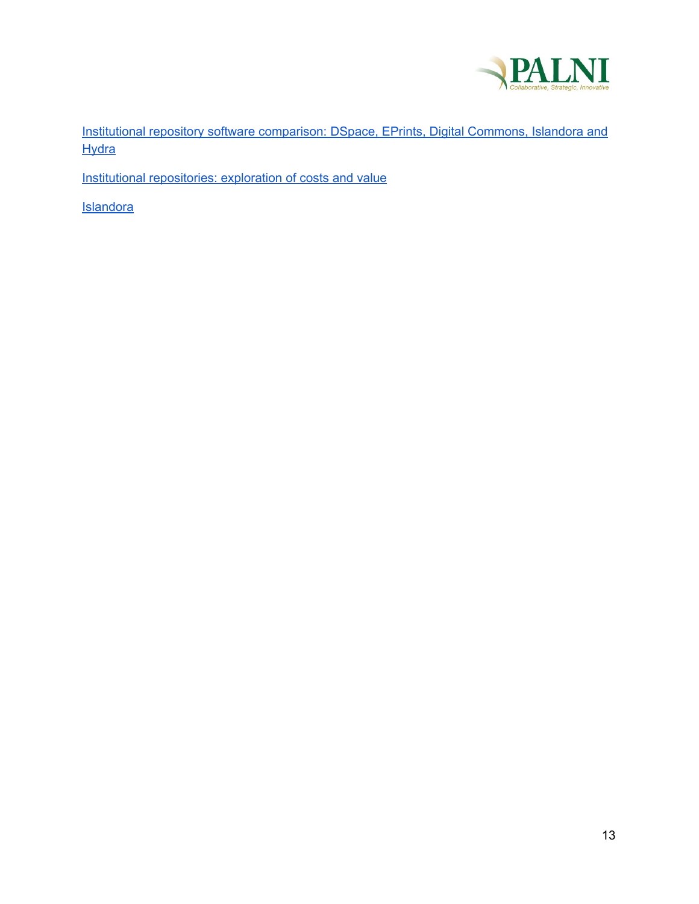Institutional repository software comparison: DSpace, EPrints, Digital Commons, Islandora and Hydra

Institutional repositories: exploration of costs and value

Islandora